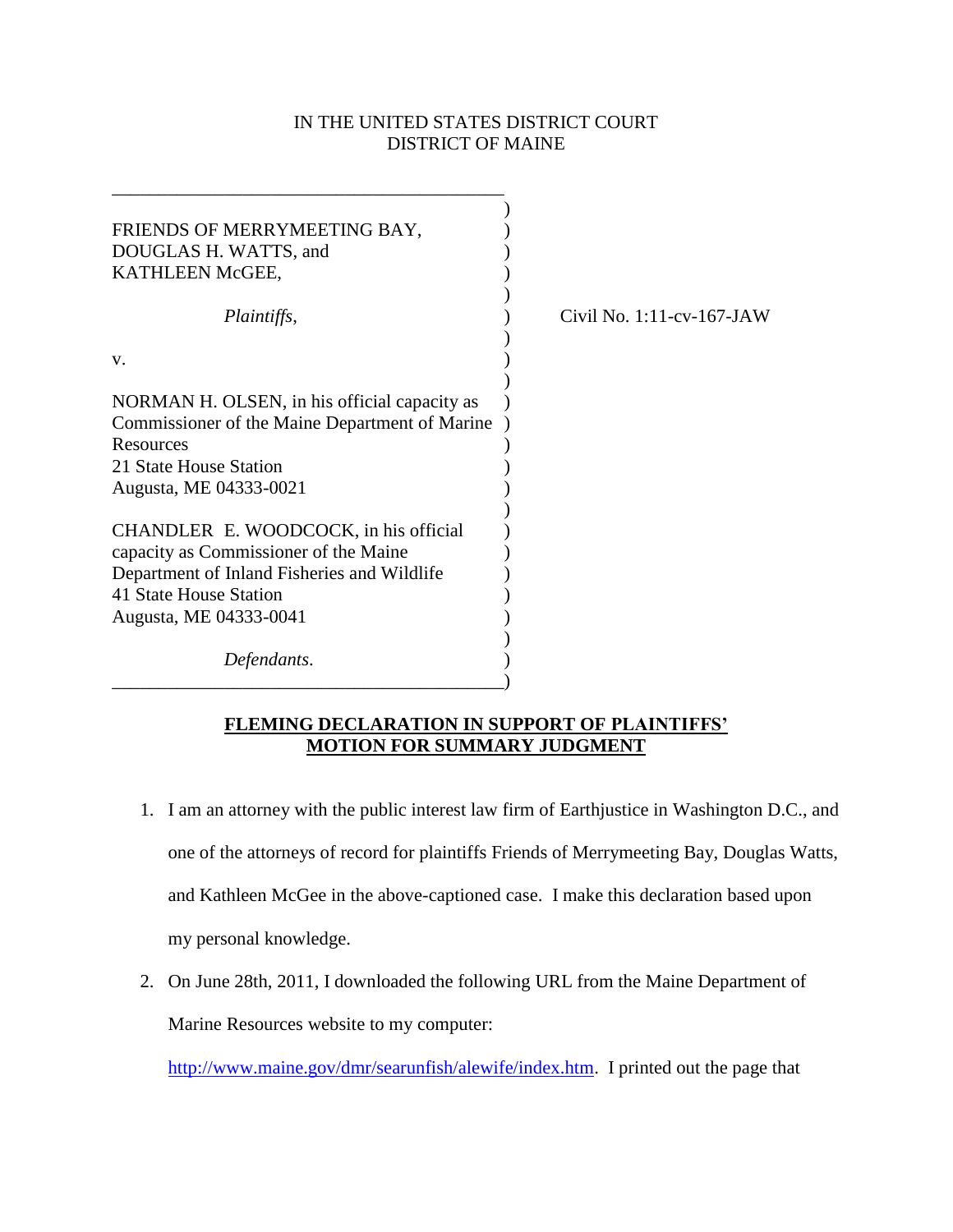IN THE UNITED STATES DISTRICT COURT
DISTRICT OF MAINE

| | |
|---|---|
| FRIENDS OF MERRYMEETING BAY, DOUGLAS H. WATTS, and KATHLEEN McGEE,<br><br>*Plaintiffs,*<br><br>v.<br><br>NORMAN H. OLSEN, in his official capacity as Commissioner of the Maine Department of Marine Resources<br>21 State House Station<br>Augusta, ME 04333-0021<br><br>CHANDLER E. WOODCOCK, in his official capacity as Commissioner of the Maine Department of Inland Fisheries and Wildlife<br>41 State House Station<br>Augusta, ME 04333-0041<br><br>*Defendants.* | Civil No. 1:11-cv-167-JAW |

**FLEMING DECLARATION IN SUPPORT OF PLAINTIFFS' MOTION FOR SUMMARY JUDGMENT**

1. I am an attorney with the public interest law firm of Earthjustice in Washington D.C., and one of the attorneys of record for plaintiffs Friends of Merrymeeting Bay, Douglas Watts, and Kathleen McGee in the above-captioned case. I make this declaration based upon my personal knowledge.

2. On June 28th, 2011, I downloaded the following URL from the Maine Department of Marine Resources website to my computer: http://www.maine.gov/dmr/searunfish/alewife/index.htm. I printed out the page that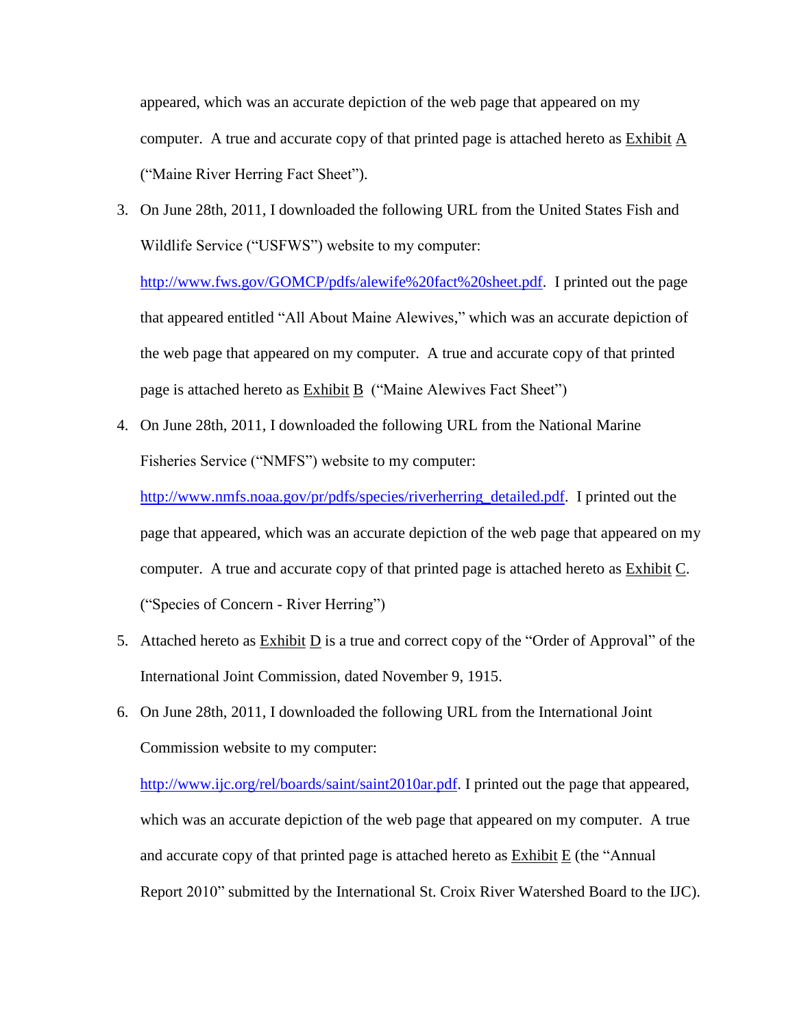appeared, which was an accurate depiction of the web page that appeared on my computer. A true and accurate copy of that printed page is attached hereto as Exhibit A ("Maine River Herring Fact Sheet").

3. On June 28th, 2011, I downloaded the following URL from the United States Fish and Wildlife Service ("USFWS") website to my computer: http://www.fws.gov/GOMCP/pdfs/alewife%20fact%20sheet.pdf. I printed out the page that appeared entitled "All About Maine Alewives," which was an accurate depiction of the web page that appeared on my computer. A true and accurate copy of that printed page is attached hereto as Exhibit B ("Maine Alewives Fact Sheet")

4. On June 28th, 2011, I downloaded the following URL from the National Marine Fisheries Service ("NMFS") website to my computer: http://www.nmfs.noaa.gov/pr/pdfs/species/riverherring_detailed.pdf. I printed out the page that appeared, which was an accurate depiction of the web page that appeared on my computer. A true and accurate copy of that printed page is attached hereto as Exhibit C. ("Species of Concern - River Herring")

5. Attached hereto as Exhibit D is a true and correct copy of the "Order of Approval" of the International Joint Commission, dated November 9, 1915.

6. On June 28th, 2011, I downloaded the following URL from the International Joint Commission website to my computer: http://www.ijc.org/rel/boards/saint/saint2010ar.pdf. I printed out the page that appeared, which was an accurate depiction of the web page that appeared on my computer. A true and accurate copy of that printed page is attached hereto as Exhibit E (the "Annual Report 2010" submitted by the International St. Croix River Watershed Board to the IJC).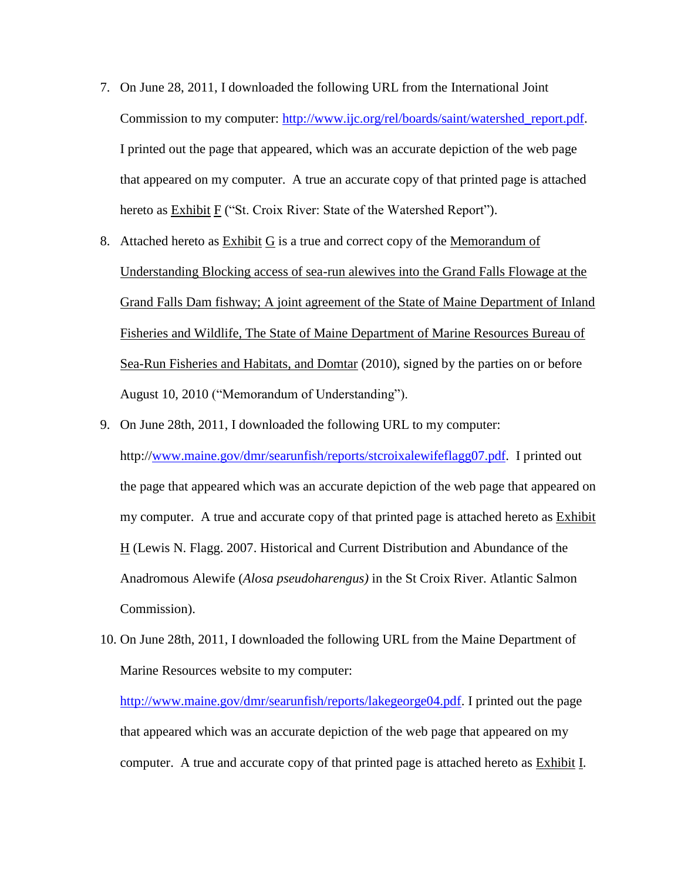7. On June 28, 2011, I downloaded the following URL from the International Joint Commission to my computer: http://www.ijc.org/rel/boards/saint/watershed_report.pdf. I printed out the page that appeared, which was an accurate depiction of the web page that appeared on my computer. A true an accurate copy of that printed page is attached hereto as Exhibit F ("St. Croix River: State of the Watershed Report").

8. Attached hereto as Exhibit G is a true and correct copy of the Memorandum of Understanding Blocking access of sea-run alewives into the Grand Falls Flowage at the Grand Falls Dam fishway; A joint agreement of the State of Maine Department of Inland Fisheries and Wildlife, The State of Maine Department of Marine Resources Bureau of Sea-Run Fisheries and Habitats, and Domtar (2010), signed by the parties on or before August 10, 2010 ("Memorandum of Understanding").

9. On June 28th, 2011, I downloaded the following URL to my computer: http://www.maine.gov/dmr/searunfish/reports/stcroixalewifeflagg07.pdf. I printed out the page that appeared which was an accurate depiction of the web page that appeared on my computer. A true and accurate copy of that printed page is attached hereto as Exhibit H (Lewis N. Flagg. 2007. Historical and Current Distribution and Abundance of the Anadromous Alewife (*Alosa pseudoharengus)* in the St Croix River. Atlantic Salmon Commission).

10. On June 28th, 2011, I downloaded the following URL from the Maine Department of Marine Resources website to my computer: http://www.maine.gov/dmr/searunfish/reports/lakegeorge04.pdf. I printed out the page that appeared which was an accurate depiction of the web page that appeared on my computer. A true and accurate copy of that printed page is attached hereto as Exhibit I.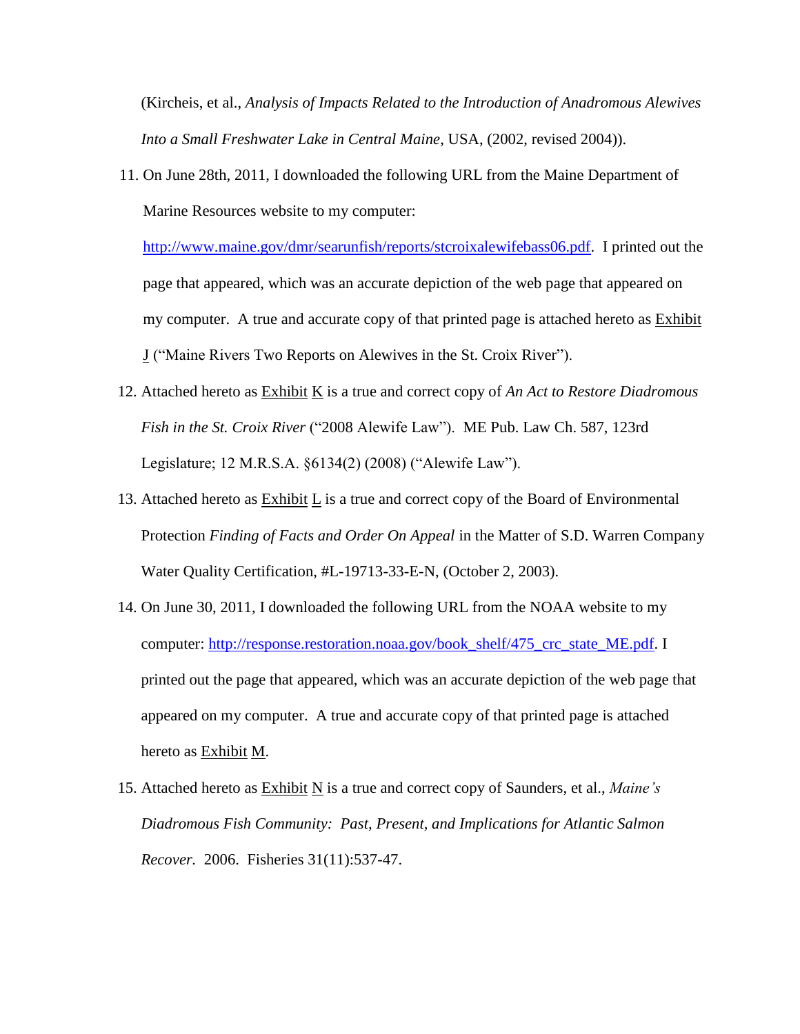(Kircheis, et al., *Analysis of Impacts Related to the Introduction of Anadromous Alewives Into a Small Freshwater Lake in Central Maine*, USA, (2002, revised 2004)).

11. On June 28th, 2011, I downloaded the following URL from the Maine Department of Marine Resources website to my computer: http://www.maine.gov/dmr/searunfish/reports/stcroixalewifebass06.pdf. I printed out the page that appeared, which was an accurate depiction of the web page that appeared on my computer. A true and accurate copy of that printed page is attached hereto as Exhibit J ("Maine Rivers Two Reports on Alewives in the St. Croix River").

12. Attached hereto as Exhibit K is a true and correct copy of *An Act to Restore Diadromous Fish in the St. Croix River* ("2008 Alewife Law"). ME Pub. Law Ch. 587, 123rd Legislature; 12 M.R.S.A. §6134(2) (2008) ("Alewife Law").

13. Attached hereto as Exhibit L is a true and correct copy of the Board of Environmental Protection *Finding of Facts and Order On Appeal* in the Matter of S.D. Warren Company Water Quality Certification, #L-19713-33-E-N, (October 2, 2003).

14. On June 30, 2011, I downloaded the following URL from the NOAA website to my computer: http://response.restoration.noaa.gov/book_shelf/475_crc_state_ME.pdf. I printed out the page that appeared, which was an accurate depiction of the web page that appeared on my computer. A true and accurate copy of that printed page is attached hereto as Exhibit M.

15. Attached hereto as Exhibit N is a true and correct copy of Saunders, et al., *Maine's Diadromous Fish Community: Past, Present, and Implications for Atlantic Salmon Recover.* 2006. Fisheries 31(11):537-47.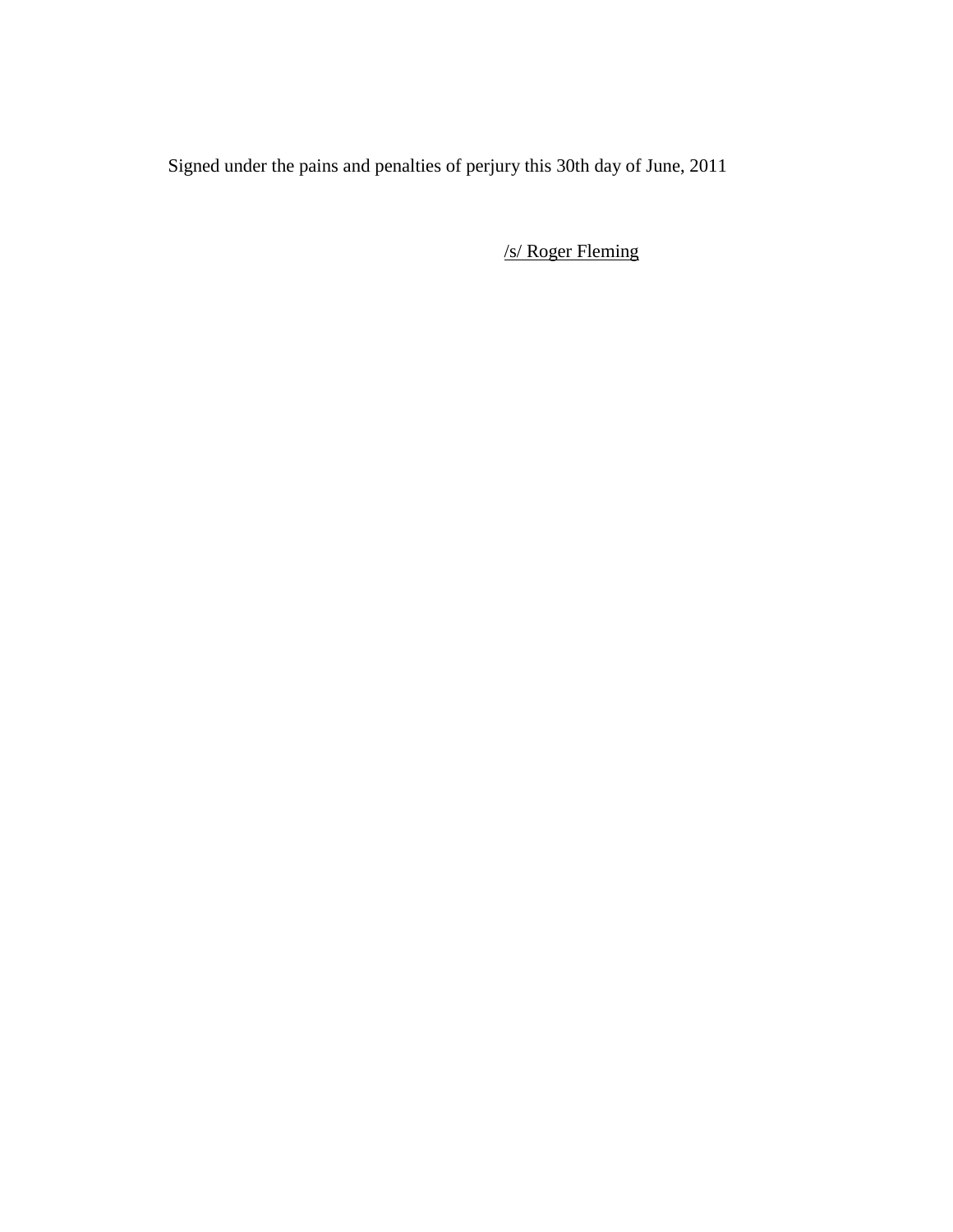Signed under the pains and penalties of perjury this 30th day of June, 2011

/s/ Roger Fleming